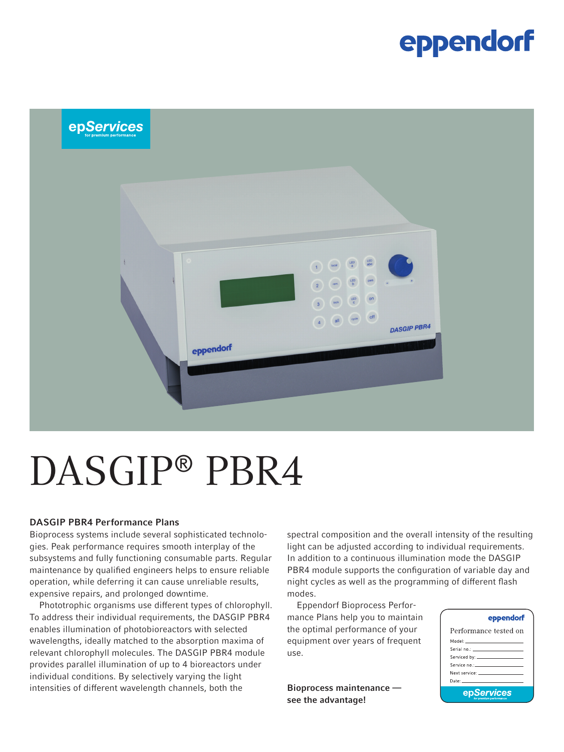# DASGIP® PBR4

### DASGIP PBR4 Performance Plans

Bioprocess systems include several sophisticated technologies. Peak performance requires smooth interplay of the subsystems and fully functioning consumable parts. Regular maintenance by qualified engineers helps to ensure reliable operation, while deferring it can cause unreliable results, expensive repairs, and prolonged downtime.

Phototrophic organisms use different types of chlorophyll. To address their individual requirements, the DASGIP PBR4 enables illumination of photobioreactors with selected wavelengths, ideally matched to the absorption maxima of relevant chlorophyll molecules. The DASGIP PBR4 module provides parallel illumination of up to 4 bioreactors under individual conditions. By selectively varying the light intensities of different wavelength channels, both the spectral composition and the overall intensity of the resulting light can be adjusted according to individual requirements. In addition to a continuous illumination mode the DASGIP PBR4 module supports the configuration of variable day and night cycles as well as the programming of different flash modes.

Eppendorf Bioprocess Performance Plans help you to maintain the optimal performance of your equipment over years of frequent use.

**Bioprocess maintenance — see the advantage!**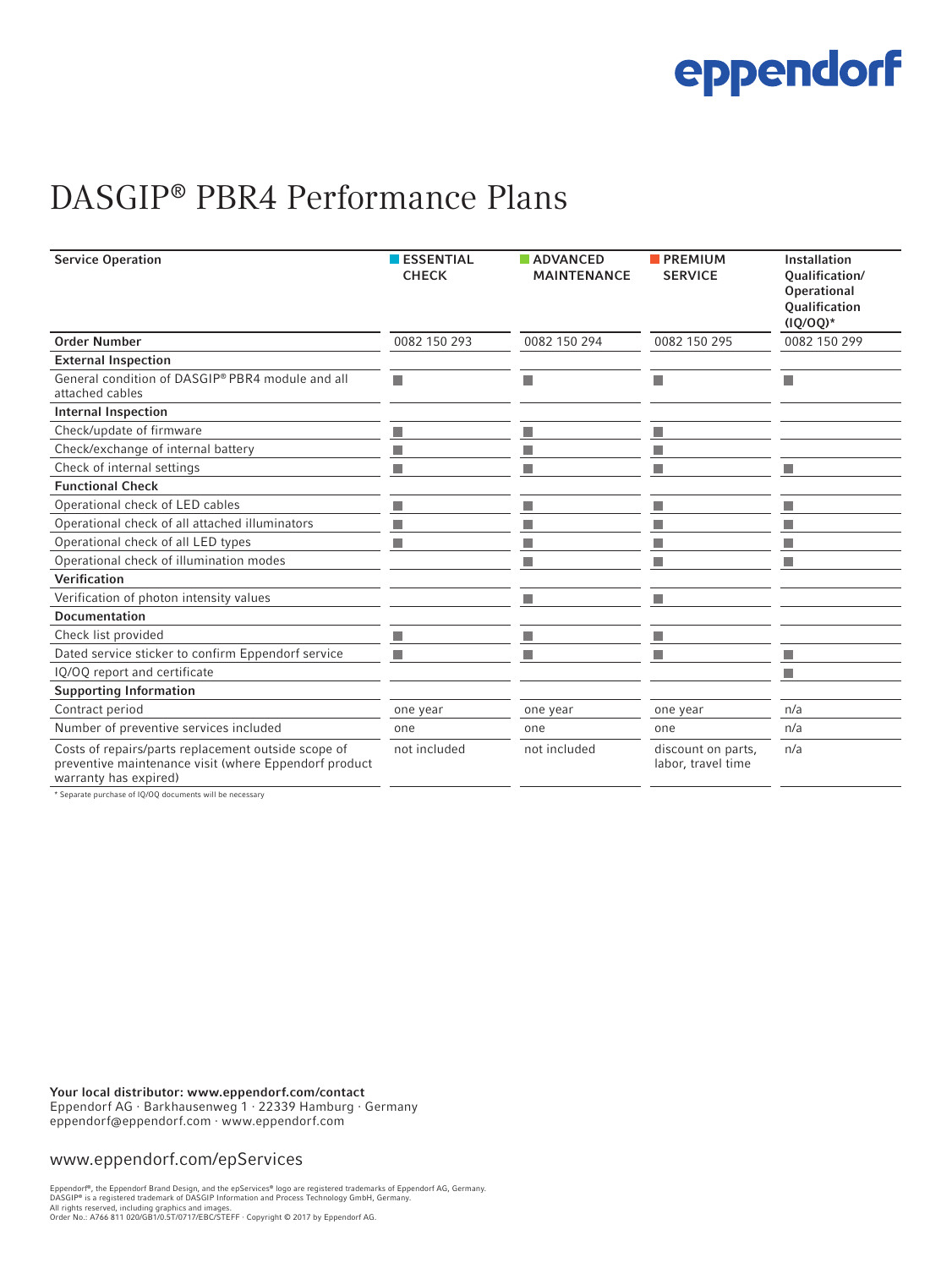# DASGIP® PBR4 Performance Plans

| Service Operation | ESSENTIAL CHECK | ADVANCED MAINTENANCE | PREMIUM SERVICE | Installation Qualification/ Operational Qualification (IQ/OQ)* |
|---|---|---|---|---|
| **Order Number** | 0082 150 293 | 0082 150 294 | 0082 150 295 | 0082 150 299 |
| **External Inspection** | | | | |
| General condition of DASGIP® PBR4 module and all attached cables | ■ | ■ | ■ | ■ |
| **Internal Inspection** | | | | |
| Check/update of firmware | ■ | ■ | ■ | |
| Check/exchange of internal battery | ■ | ■ | ■ | |
| Check of internal settings | ■ | ■ | ■ | ■ |
| **Functional Check** | | | | |
| Operational check of LED cables | ■ | ■ | ■ | ■ |
| Operational check of all attached illuminators | ■ | ■ | ■ | ■ |
| Operational check of all LED types | ■ | ■ | ■ | ■ |
| Operational check of illumination modes | | ■ | ■ | ■ |
| **Verification** | | | | |
| Verification of photon intensity values | | ■ | ■ | |
| **Documentation** | | | | |
| Check list provided | ■ | ■ | ■ | |
| Dated service sticker to confirm Eppendorf service | ■ | ■ | ■ | ■ |
| IQ/OQ report and certificate | | | | ■ |
| **Supporting Information** | | | | |
| Contract period | one year | one year | one year | n/a |
| Number of preventive services included | one | one | one | n/a |
| Costs of repairs/parts replacement outside scope of preventive maintenance visit (where Eppendorf product warranty has expired) | not included | not included | discount on parts, labor, travel time | n/a |

\* Separate purchase of IQ/OQ documents will be necessary

**Your local distributor: www.eppendorf.com/contact**
Eppendorf AG · Barkhausenweg 1 · 22339 Hamburg · Germany
eppendorf@eppendorf.com · www.eppendorf.com

www.eppendorf.com/epServices

Eppendorf®, the Eppendorf Brand Design, and the epServices® logo are registered trademarks of Eppendorf AG, Germany.
DASGIP® is a registered trademark of DASGIP Information and Process Technology GmbH, Germany.
All rights reserved, including graphics and images.
Order No.: A766 811 020/GB1/0.5T/0717/EBC/STEFF · Copyright © 2017 by Eppendorf AG.